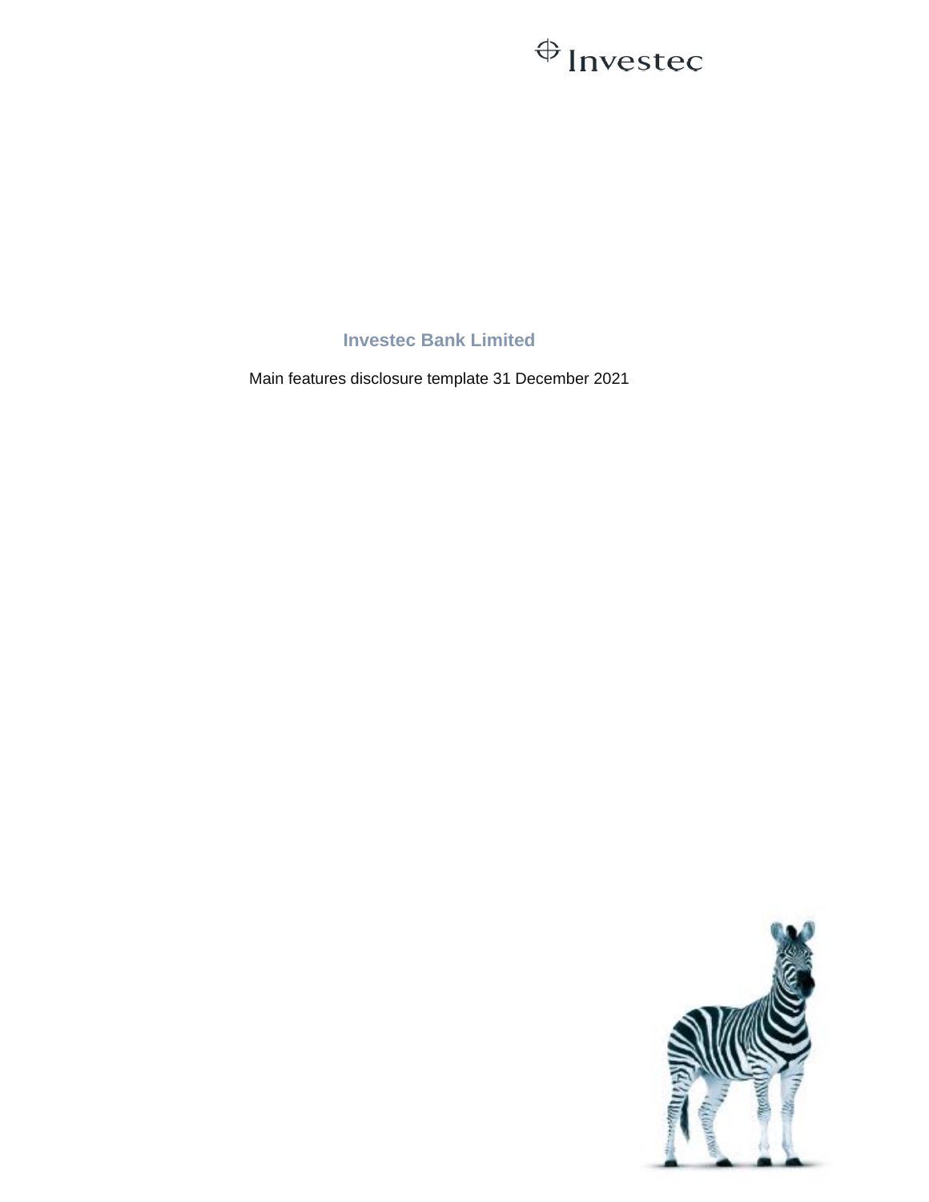Investec

# Investec Bank Limited

Main features disclosure template 31 December 2021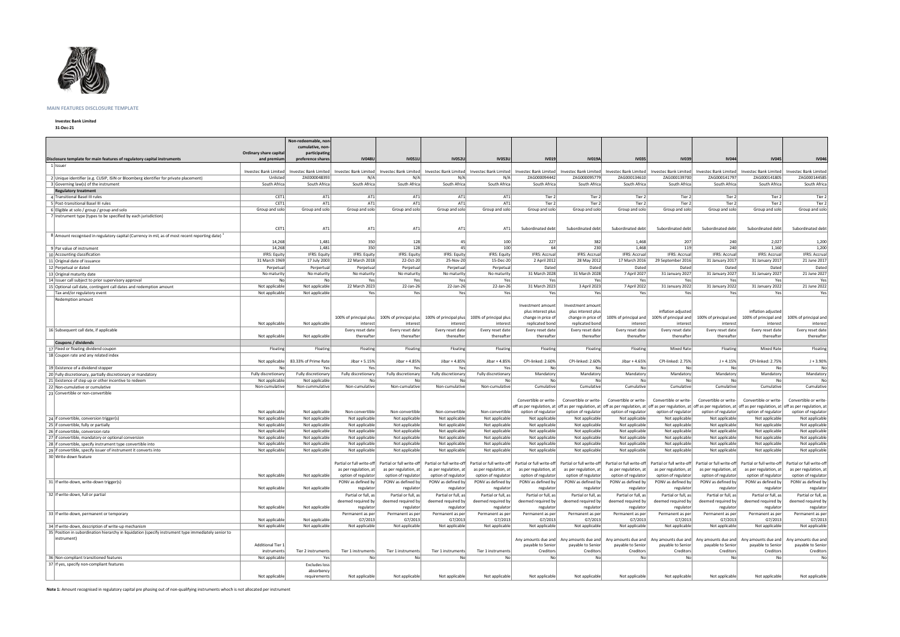**MAIN FEATURES DISCLOSURE TEMPLATE**

**Investec Bank Limited**

**31-Dec-21**

| Disclosure template for main features of regulatory capital instruments | Ordinary share capital and premium | Non-redeemable, non-cumulative, non-participating preference shares | IV048U | IV051U | IV052U | IV053U | IV019 | IV019A | IV035 | IV039 | IV044 | IV045 | IV046 |
|---|---|---|---|---|---|---|---|---|---|---|---|---|---|
| 1 Issuer | Investec Bank Limited | Investec Bank Limited | Investec Bank Limited | Investec Bank Limited | Investec Bank Limited | Investec Bank Limited | Investec Bank Limited | Investec Bank Limited | Investec Bank Limited | Investec Bank Limited | Investec Bank Limited | Investec Bank Limited | Investec Bank Limited |
| 2 Unique identifier (e.g. CUSIP, ISIN or Bloomberg identifier for private placement) | Unlisted | ZAE000048393 | N/A | N/A | N/A | N/A | ZAG000094442 | ZAG000095779 | ZAG000134610 | ZAG000139700 | ZAG000141797 | ZAG000141805 | ZAG000144585 |
| 3 Governing law(s) of the instrument | South Africa | South Africa | South Africa | South Africa | South Africa | South Africa | South Africa | South Africa | South Africa | South Africa | South Africa | South Africa | South Africa |
| **Regulatory treatment** | | | | | | | | | | | | | |
| 4 Transitional Basel III rules | CET1 | AT1 | AT1 | AT1 | AT1 | AT1 | Tier 2 | Tier 2 | Tier 2 | Tier 2 | Tier 2 | Tier 2 | Tier 2 |
| 5 Post-transitional Basel III rules | CET1 | AT1 | AT1 | AT1 | AT1 | AT1 | Tier 2 | Tier 2 | Tier 2 | Tier 2 | Tier 2 | Tier 2 | Tier 2 |
| 6 Eligible at solo / group / group and solo | Group and solo | Group and solo | Group and solo | Group and solo | Group and solo | Group and solo | Group and solo | Group and solo | Group and solo | Group and solo | Group and solo | Group and solo | Group and solo |
| 7 Instrument type (types to be specified by each jurisdiction) | CET1 | AT1 | AT1 | AT1 | AT1 | AT1 | Subordinated debt | Subordinated debt | Subordinated debt | Subordinated debt | Subordinated debt | Subordinated debt | Subordinated debt |
| 8 Amount recognised in regulatory capital (Currency in mil, as of most recent reporting date) [1] | 14,268 | 1,481 | 350 | 128 | 45 | 100 | 227 | 382 | 1,468 | 207 | 240 | 2,027 | 1,200 |
| 9 Par value of instrument | 14,268 | 1,481 | 350 | 128 | 45 | 100 | 64 | 230 | 1,468 | 119 | 240 | 1,160 | 1,200 |
| 10 Accounting classification | IFRS: Equity | IFRS: Equity | IFRS: Equity | IFRS: Equity | IFRS: Equity | IFRS: Equity | IFRS: Accrual | IFRS: Accrual | IFRS: Accrual | IFRS: Accrual | IFRS: Accrual | IFRS: Accrual | IFRS: Accrual |
| 11 Original date of issuance | 31 March 1969 | 17 July 2003 | 22 March 2018 | 22-Oct-20 | 25-Nov-20 | 15-Dec-20 | 2 April 2012 | 28 May 2012 | 17 March 2016 | 29 September 2016 | 31 January 2017 | 31 January 2017 | 21 June 2017 |
| 12 Perpetual or dated | Perpetual | Perpetual | Perpetual | Perpetual | Perpetual | Perpetual | Dated | Dated | Dated | Dated | Dated | Dated | Dated |
| 13 Original maturity date | No maturity | No maturity | No maturity | No maturity | No maturity | No maturity | 31 March 2028 | 31 March 2028 | 7 April 2027 | 31 January 2027 | 31 January 2027 | 31 January 2027 | 21 June 2027 |
| 14 Issuer call subject to prior supervisory approval | No | No | Yes | Yes | Yes | Yes | Yes | Yes | Yes | Yes | Yes | Yes | Yes |
| 15 Optional call date, contingent call dates and redemption amount | Not applicable | Not applicable | 22 March 2023 | 22-Jan-26 | 22-Jan-26 | 22-Jan-26 | 31 March 2023 | 3 April 2023 | 7 April 2022 | 31 January 2022 | 31 January 2022 | 31 January 2022 | 21 June 2022 |
| Tax and/or regulatory event | Not applicable | Not applicable | Yes | Yes | Yes | Yes | Yes | Yes | Yes | Yes | Yes | Yes | Yes |
| Redemption amount | Not applicable | Not applicable | 100% of principal plus interest | 100% of principal plus interest | 100% of principal plus interest | 100% of principal plus interest | Investment amount plus interest plus change in price of replicated bond | Investment amount plus interest plus change in price of replicated bond | 100% of principal and interest | inflation adjusted 100% of principal and interest | 100% of principal and interest | inflation adjusted 100% of principal and interest | 100% of principal and interest |
| 16 Subsequent call date, if applicable | Not applicable | Not applicable | Every reset date thereafter | Every reset date thereafter | Every reset date thereafter | Every reset date thereafter | Every reset date thereafter | Every reset date thereafter | Every reset date thereafter | Every reset date thereafter | Every reset date thereafter | Every reset date thereafter | Every reset date thereafter |
| **Coupons / dividends** | | | | | | | | | | | | | |
| 17 Fixed or floating dividend coupon | Floating | Floating | Floating | Floating | Floating | Floating | Floating | Floating | Floating | Mixed Rate | Floating | Mixed Rate | Floating |
| 18 Coupon rate and any related index | Not applicable | 83.33% of Prime Rate | Jibar + 5.15% | Jibar + 4.85% | Jibar + 4.85% | Jibar + 4.85% | CPI-linked: 2.60% | CPI-linked: 2.60% | Jibar + 4.65% | CPI-linked: 2.75% | J + 4.15% | CPI-linked: 2.75% | J + 3.90% |
| 19 Existence of a dividend stopper | No | Yes | Yes | Yes | Yes | Yes | No | No | No | No | No | No | No |
| 20 Fully discretionary, partially discretionary or mandatory | Fully discretionary | Fully discretionary | Fully discretionary | Fully discretionary | Fully discretionary | Fully discretionary | Mandatory | Mandatory | Mandatory | Mandatory | Mandatory | Mandatory | Mandatory |
| 21 Existence of step up or other incentive to redeem | Not applicable | Not applicable | No | No | No | No | No | No | No | No | No | No | No |
| 22 Non-cumulative or cumulative | Non-cumulative | Non-cummulative | Non-cumulative | Non-cumulative | Non-cumulative | Non-cumulative | Cumulative | Cumulative | Cumulative | Cumulative | Cumulative | Cumulative | Cumulative |
| 23 Convertible or non-convertible | Not applicable | Not applicable | Non-convertible | Non-convertible | Non-convertible | Non-convertible | Convertible or write-off as per regulation, at option of regulator | Convertible or write-off as per regulation, at option of regulator | Convertible or write-off as per regulation, at option of regulator | Convertible or write-off as per regulation, at option of regulator | Convertible or write-off as per regulation, at option of regulator | Convertible or write-off as per regulation, at option of regulator | Convertible or write-off as per regulation, at option of regulator |
| 24 If convertible, conversion trigger(s) | Not applicable | Not applicable | Not applicable | Not applicable | Not applicable | Not applicable | Not applicable | Not applicable | Not applicable | Not applicable | Not applicable | Not applicable | Not applicable |
| 25 If convertible, fully or partially | Not applicable | Not applicable | Not applicable | Not applicable | Not applicable | Not applicable | Not applicable | Not applicable | Not applicable | Not applicable | Not applicable | Not applicable | Not applicable |
| 26 If convertible, conversion rate | Not applicable | Not applicable | Not applicable | Not applicable | Not applicable | Not applicable | Not applicable | Not applicable | Not applicable | Not applicable | Not applicable | Not applicable | Not applicable |
| 27 If convertible, mandatory or optional conversion | Not applicable | Not applicable | Not applicable | Not applicable | Not applicable | Not applicable | Not applicable | Not applicable | Not applicable | Not applicable | Not applicable | Not applicable | Not applicable |
| 28 If convertible, specify instrument type convertible into | Not applicable | Not applicable | Not applicable | Not applicable | Not applicable | Not applicable | Not applicable | Not applicable | Not applicable | Not applicable | Not applicable | Not applicable | Not applicable |
| 29 If convertible, specify issuer of instrument it converts into | Not applicable | Not applicable | Not applicable | Not applicable | Not applicable | Not applicable | Not applicable | Not applicable | Not applicable | Not applicable | Not applicable | Not applicable | Not applicable |
| 30 Write-down feature | Not applicable | Not applicable | Partial or full write-off as per regulation, at option of regulator | Partial or full write-off as per regulation, at option of regulator | Partial or full write-off as per regulation, at option of regulator | Partial or full write-off as per regulation, at option of regulator | Partial or full write-off as per regulation, at option of regulator | Partial or full write-off as per regulation, at option of regulator | Partial or full write-off as per regulation, at option of regulator | Partial or full write-off as per regulation, at option of regulator | Partial or full write-off as per regulation, at option of regulator | Partial or full write-off as per regulation, at option of regulator | Partial or full write-off as per regulation, at option of regulator |
| 31 If write-down, write-down trigger(s) | Not applicable | Not applicable | PONV as defined by regulator | PONV as defined by regulator | PONV as defined by regulator | PONV as defined by regulator | PONV as defined by regulator | PONV as defined by regulator | PONV as defined by regulator | PONV as defined by regulator | PONV as defined by regulator | PONV as defined by regulator | PONV as defined by regulator |
| 32 If write-down, full or partial | Not applicable | Not applicable | Partial or full, as deemed required by regulator | Partial or full, as deemed required by regulator | Partial or full, as deemed required by regulator | Partial or full, as deemed required by regulator | Partial or full, as deemed required by regulator | Partial or full, as deemed required by regulator | Partial or full, as deemed required by regulator | Partial or full, as deemed required by regulator | Partial or full, as deemed required by regulator | Partial or full, as deemed required by regulator | Partial or full, as deemed required by regulator |
| 33 If write-down, permanent or temporary | Not applicable | Not applicable | Permanent as per G7/2013 | Permanent as per G7/2013 | Permanent as per G7/2013 | Permanent as per G7/2013 | Permanent as per G7/2013 | Permanent as per G7/2013 | Permanent as per G7/2013 | Permanent as per G7/2013 | Permanent as per G7/2013 | Permanent as per G7/2013 | Permanent as per G7/2013 |
| 34 If write-down, description of write-up mechanism | Not applicable | Not applicable | Not applicable | Not applicable | Not applicable | Not applicable | Not applicable | Not applicable | Not applicable | Not applicable | Not applicable | Not applicable | Not applicable |
| 35 Position in subordination hierarchy in liquidation (specify instrument type immediately senior to instrument) | Additional Tier 1 instruments | Tier 2 instruments | Tier 1 instruments | Tier 1 instruments | Tier 1 instruments | Tier 1 instruments | Any amounts due and payable to Senior Creditors | Any amounts due and payable to Senior Creditors | Any amounts due and payable to Senior Creditors | Any amounts due and payable to Senior Creditors | Any amounts due and payable to Senior Creditors | Any amounts due and payable to Senior Creditors | Any amounts due and payable to Senior Creditors |
| 36 Non-compliant transitioned features | Not applicable | Yes | No | No | No | No | No | No | No | No | No | No | No |
| 37 If yes, specify non-compliant features | Not applicable | Excludes loss absorbency requirements | Not applicable | Not applicable | Not applicable | Not applicable | Not applicable | Not applicable | Not applicable | Not applicable | Not applicable | Not applicable | Not applicable |

**Note 1:** Amount recognised in regulatory capital pre phasing out of non-qualifying instruments whoch is not allocated per instrument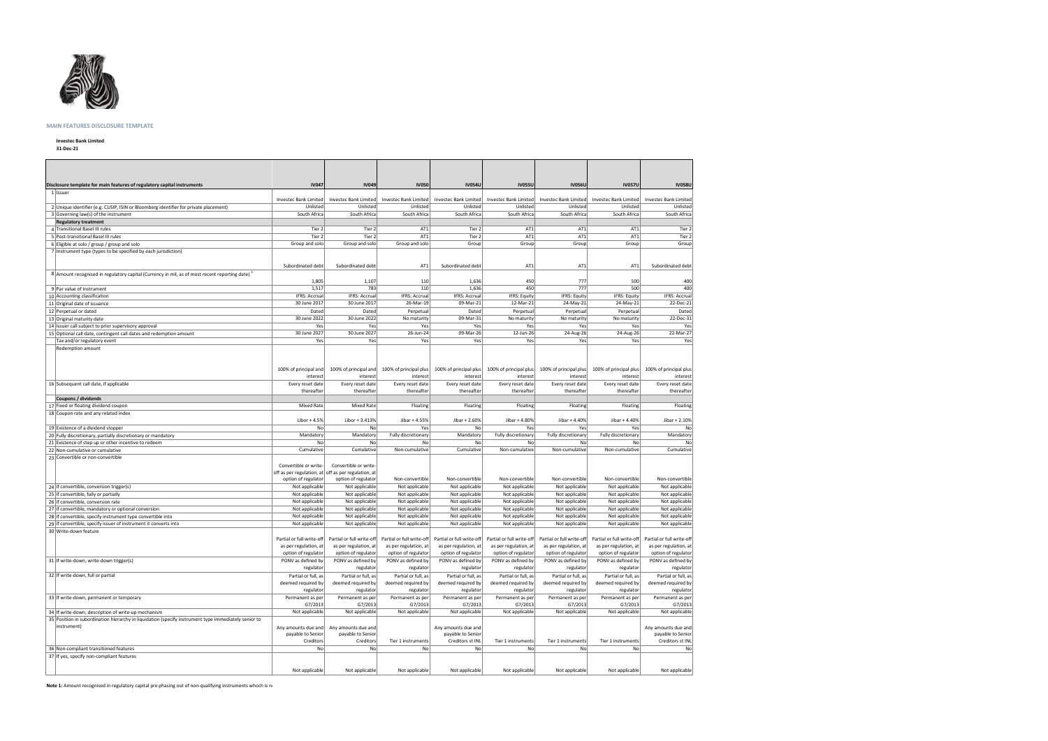## MAIN FEATURES DISCLOSURE TEMPLATE

**Investec Bank Limited**

**31-Dec-21**

| | Disclosure template for main features of regulatory capital instruments | IV047 | IV049 | IV050 | IV054U | IV055U | IV056U | IV057U | IV058U |
|---|---|---|---|---|---|---|---|---|---|
| 1 | Issuer | Investec Bank Limited | Investec Bank Limited | Investec Bank Limited | Investec Bank Limited | Investec Bank Limited | Investec Bank Limited | Investec Bank Limited | Investec Bank Limited |
| 2 | Unique identifier (e.g. CUSIP, ISIN or Bloomberg identifier for private placement) | Unlisted | Unlisted | Unlisted | Unlisted | Unlisted | Unlisted | Unlisted | Unlisted |
| 3 | Governing law(s) of the instrument | South Africa | South Africa | South Africa | South Africa | South Africa | South Africa | South Africa | South Africa |
| | **Regulatory treatment** | | | | | | | | |
| 4 | Transitional Basel III rules | Tier 2 | Tier 2 | AT1 | Tier 2 | AT1 | AT1 | AT1 | Tier 2 |
| 5 | Post-transitional Basel III rules | Tier 2 | Tier 2 | AT1 | Tier 2 | AT1 | AT1 | AT1 | Tier 2 |
| 6 | Eligible at solo / group / group and solo | Group and solo | Group and solo | Group and solo | Group | Group | Group | Group | Group |
| 7 | Instrument type (types to be specified by each jurisdiction) | Subordinated debt | Subordinated debt | AT1 | Subordinated debt | AT1 | AT1 | AT1 | Subordinated debt |
| 8 | Amount recognised in regulatory capital (Currency in mil, as of most recent reporting date) [1] | 1,805 | 1,107 | 110 | 1,636 | 450 | 777 | 500 | 400 |
| 9 | Par value of instrument | 1,517 | 783 | 110 | 1,636 | 450 | 777 | 500 | 400 |
| 10 | Accounting classification | IFRS: Accrual | IFRS: Accrual | IFRS: Accrual | IFRS: Accrual | IFRS: Equity | IFRS: Equity | IFRS: Equity | IFRS: Accrual |
| 11 | Original date of issuance | 30 June 2017 | 30 June 2017 | 26-Mar-19 | 09-Mar-21 | 12-Mar-21 | 24-May-21 | 24-May-21 | 22-Dec-21 |
| 12 | Perpetual or dated | Dated | Dated | Perpetual | Dated | Perpetual | Perpetual | Perpetual | Dated |
| 13 | Original maturity date | 30 June 2022 | 30 June 2022 | No maturity | 09-Mar-31 | No maturity | No maturity | No maturity | 22-Dec-31 |
| 14 | Issuer call subject to prior supervisory approval | Yes | Yes | Yes | Yes | Yes | Yes | Yes | Yes |
| 15 | Optional call date, contingent call dates and redemption amount | 30 June 2027 | 30 June 2027 | 26-Jun-24 | 09-Mar-26 | 12-Jun-26 | 24-Aug-26 | 24-Aug-26 | 22-Mar-27 |
| | Tax and/or regulatory event | Yes | Yes | Yes | Yes | Yes | Yes | Yes | Yes |
| | Redemption amount | 100% of principal and interest | 100% of principal and interest | 100% of principal plus interest | 100% of principal plus interest | 100% of principal plus interest | 100% of principal plus interest | 100% of principal plus interest | 100% of principal plus interest |
| 16 | Subsequent call date, if applicable | Every reset date thereafter | Every reset date thereafter | Every reset date thereafter | Every reset date thereafter | Every reset date thereafter | Every reset date thereafter | Every reset date thereafter | Every reset date thereafter |
| | **Coupons / dividends** | | | | | | | | |
| 17 | Fixed or floating dividend coupon | Mixed Rate | Mixed Rate | Floating | Floating | Floating | Floating | Floating | Floating |
| 18 | Coupon rate and any related index | Libor + 4.5% | Libor + 3.413% | Jibar + 4.55% | Jibar + 2.60% | Jibar + 4.80% | Jibar + 4.40% | Jibar + 4.40% | Jibar + 2.10% |
| 19 | Existence of a dividend stopper | No | No | Yes | No | Yes | Yes | Yes | No |
| 20 | Fully discretionary, partially discretionary or mandatory | Mandatory | Mandatory | Fully discretionary | Mandatory | Fully discretionary | Fully discretionary | Fully discretionary | Mandatory |
| 21 | Existence of step up or other incentive to redeem | No | No | No | No | No | No | No | No |
| 22 | Non-cumulative or cumulative | Cumulative | Cumulative | Non-cumulative | Cumulative | Non-cumulative | Non-cumulative | Non-cumulative | Cumulative |
| 23 | Convertible or non-convertible | Convertible or write-off as per regulation, at option of regulator | Convertible or write-off as per regulation, at option of regulator | Non-convertible | Non-convertible | Non-convertible | Non-convertible | Non-convertible | Non-convertible |
| 24 | If convertible, conversion trigger(s) | Not applicable | Not applicable | Not applicable | Not applicable | Not applicable | Not applicable | Not applicable | Not applicable |
| 25 | If convertible, fully or partially | Not applicable | Not applicable | Not applicable | Not applicable | Not applicable | Not applicable | Not applicable | Not applicable |
| 26 | If convertible, conversion rate | Not applicable | Not applicable | Not applicable | Not applicable | Not applicable | Not applicable | Not applicable | Not applicable |
| 27 | If convertible, mandatory or optional conversion | Not applicable | Not applicable | Not applicable | Not applicable | Not applicable | Not applicable | Not applicable | Not applicable |
| 28 | If convertible, specify instrument type convertible into | Not applicable | Not applicable | Not applicable | Not applicable | Not applicable | Not applicable | Not applicable | Not applicable |
| 29 | If convertible, specify issuer of instrument it converts into | Not applicable | Not applicable | Not applicable | Not applicable | Not applicable | Not applicable | Not applicable | Not applicable |
| 30 | Write-down feature | Partial or full write-off as per regulation, at option of regulator | Partial or full write-off as per regulation, at option of regulator | Partial or full write-off as per regulation, at option of regulator | Partial or full write-off as per regulation, at option of regulator | Partial or full write-off as per regulation, at option of regulator | Partial or full write-off as per regulation, at option of regulator | Partial or full write-off as per regulation, at option of regulator | Partial or full write-off as per regulation, at option of regulator |
| 31 | If write-down, write-down trigger(s) | PONV as defined by regulator | PONV as defined by regulator | PONV as defined by regulator | PONV as defined by regulator | PONV as defined by regulator | PONV as defined by regulator | PONV as defined by regulator | PONV as defined by regulator |
| 32 | If write-down, full or partial | Partial or full, as deemed required by regulator | Partial or full, as deemed required by regulator | Partial or full, as deemed required by regulator | Partial or full, as deemed required by regulator | Partial or full, as deemed required by regulator | Partial or full, as deemed required by regulator | Partial or full, as deemed required by regulator | Partial or full, as deemed required by regulator |
| 33 | If write-down, permanent or temporary | Permanent as per G7/2013 | Permanent as per G7/2013 | Permanent as per G7/2013 | Permanent as per G7/2013 | Permanent as per G7/2013 | Permanent as per G7/2013 | Permanent as per G7/2013 | Permanent as per G7/2013 |
| 34 | If write-down, description of write-up mechanism | Not applicable | Not applicable | Not applicable | Not applicable | Not applicable | Not applicable | Not applicable | Not applicable |
| 35 | Position in subordination hierarchy in liquidation (specify instrument type immediately senior to instrument) | Any amounts due and payable to Senior Creditors | Any amounts due and payable to Senior Creditors | Tier 1 instruments | Any amounts due and payable to Senior Creditors st INL | Tier 1 instruments | Tier 1 instruments | Tier 1 instruments | Any amounts due and payable to Senior Creditors st INL |
| 36 | Non-compliant transitioned features | No | No | No | No | No | No | No | No |
| 37 | If yes, specify non-compliant features | Not applicable | Not applicable | Not applicable | Not applicable | Not applicable | Not applicable | Not applicable | Not applicable |

**Note 1:** Amount recognised in regulatory capital pre phasing out of non-qualifying instruments whoch is n